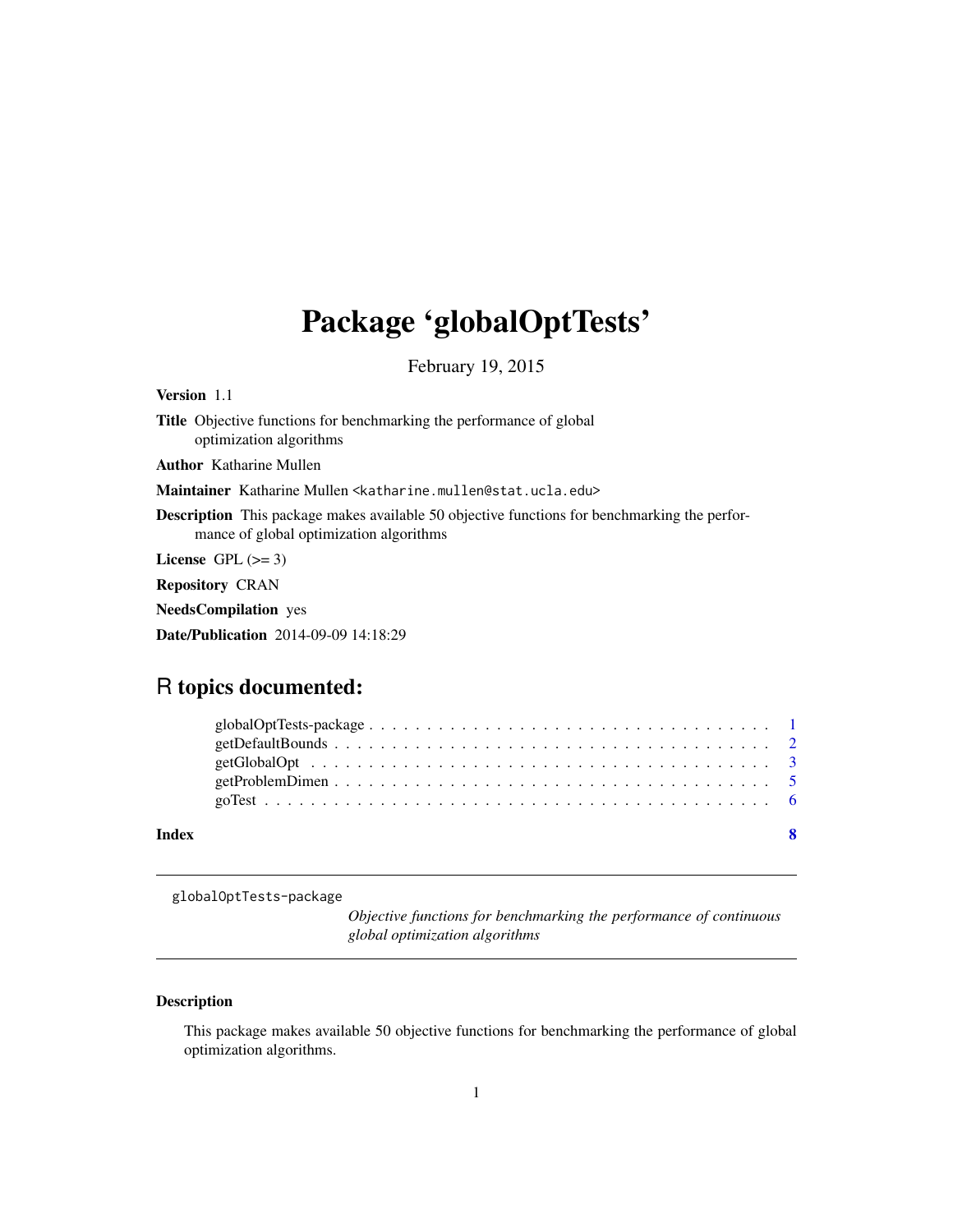# Package 'globalOptTests'

February 19, 2015

**Version** 1.1

**Title** Objective functions for benchmarking the performance of global optimization algorithms

**Author** Katharine Mullen

**Maintainer** Katharine Mullen <katharine.mullen@stat.ucla.edu>

**Description** This package makes available 50 objective functions for benchmarking the performance of global optimization algorithms

**License** GPL (>= 3)

**Repository** CRAN

**NeedsCompilation** yes

**Date/Publication** 2014-09-09 14:18:29

## R topics documented:

| | |
|---|---|
| globalOptTests-package | 1 |
| getDefaultBounds | 2 |
| getGlobalOpt | 3 |
| getProblemDimen | 5 |
| goTest | 6 |
| **Index** | **8** |

---

globalOptTests-package &nbsp;&nbsp;&nbsp;&nbsp; *Objective functions for benchmarking the performance of continuous global optimization algorithms*

---

### Description

This package makes available 50 objective functions for benchmarking the performance of global optimization algorithms.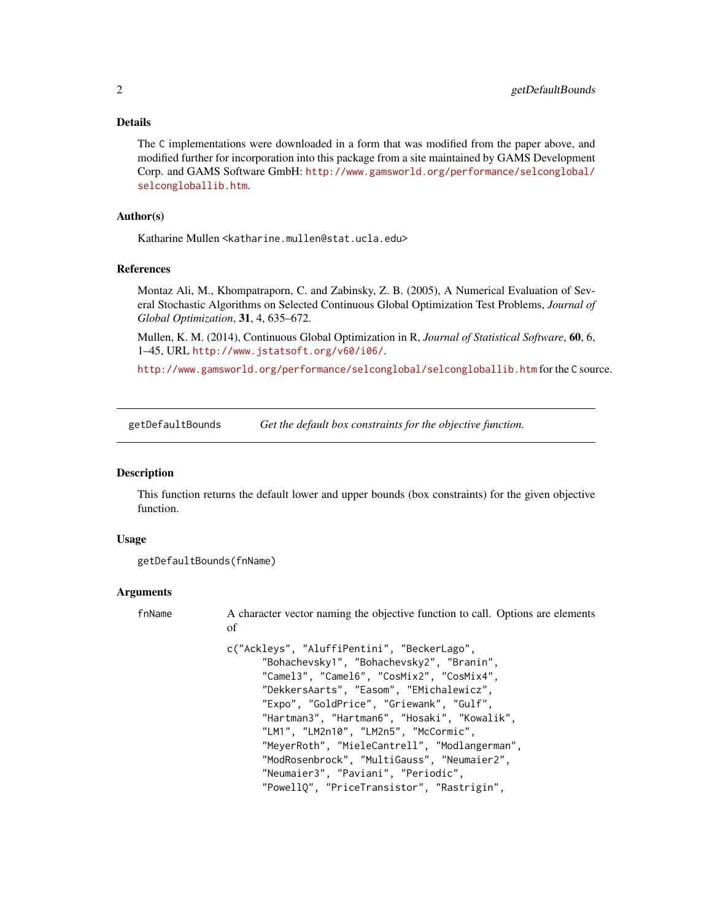### Details

The C implementations were downloaded in a form that was modified from the paper above, and modified further for incorporation into this package from a site maintained by GAMS Development Corp. and GAMS Software GmbH: http://www.gamsworld.org/performance/selconglobal/selcongloballib.htm.

### Author(s)

Katharine Mullen <katharine.mullen@stat.ucla.edu>

### References

Montaz Ali, M., Khompatraporn, C. and Zabinsky, Z. B. (2005), A Numerical Evaluation of Several Stochastic Algorithms on Selected Continuous Global Optimization Test Problems, *Journal of Global Optimization*, **31**, 4, 635–672.

Mullen, K. M. (2014), Continuous Global Optimization in R, *Journal of Statistical Software*, **60**, 6, 1–45, URL http://www.jstatsoft.org/v60/i06/.

http://www.gamsworld.org/performance/selconglobal/selcongloballib.htm for the C source.

---

## getDefaultBounds — *Get the default box constraints for the objective function.*

### Description

This function returns the default lower and upper bounds (box constraints) for the given objective function.

### Usage

```
getDefaultBounds(fnName)
```

### Arguments

fnName — A character vector naming the objective function to call. Options are elements of

```
c("Ackleys", "AluffiPentini", "BeckerLago",
      "Bohachevsky1", "Bohachevsky2", "Branin",
      "Camel3", "Camel6", "CosMix2", "CosMix4",
      "DekkersAarts", "Easom", "EMichalewicz",
      "Expo", "GoldPrice", "Griewank", "Gulf",
      "Hartman3", "Hartman6", "Hosaki", "Kowalik",
      "LM1", "LM2n10", "LM2n5", "McCormic",
      "MeyerRoth", "MieleCantrell", "Modlangerman",
      "ModRosenbrock", "MultiGauss", "Neumaier2",
      "Neumaier3", "Paviani", "Periodic",
      "PowellQ", "PriceTransistor", "Rastrigin",
```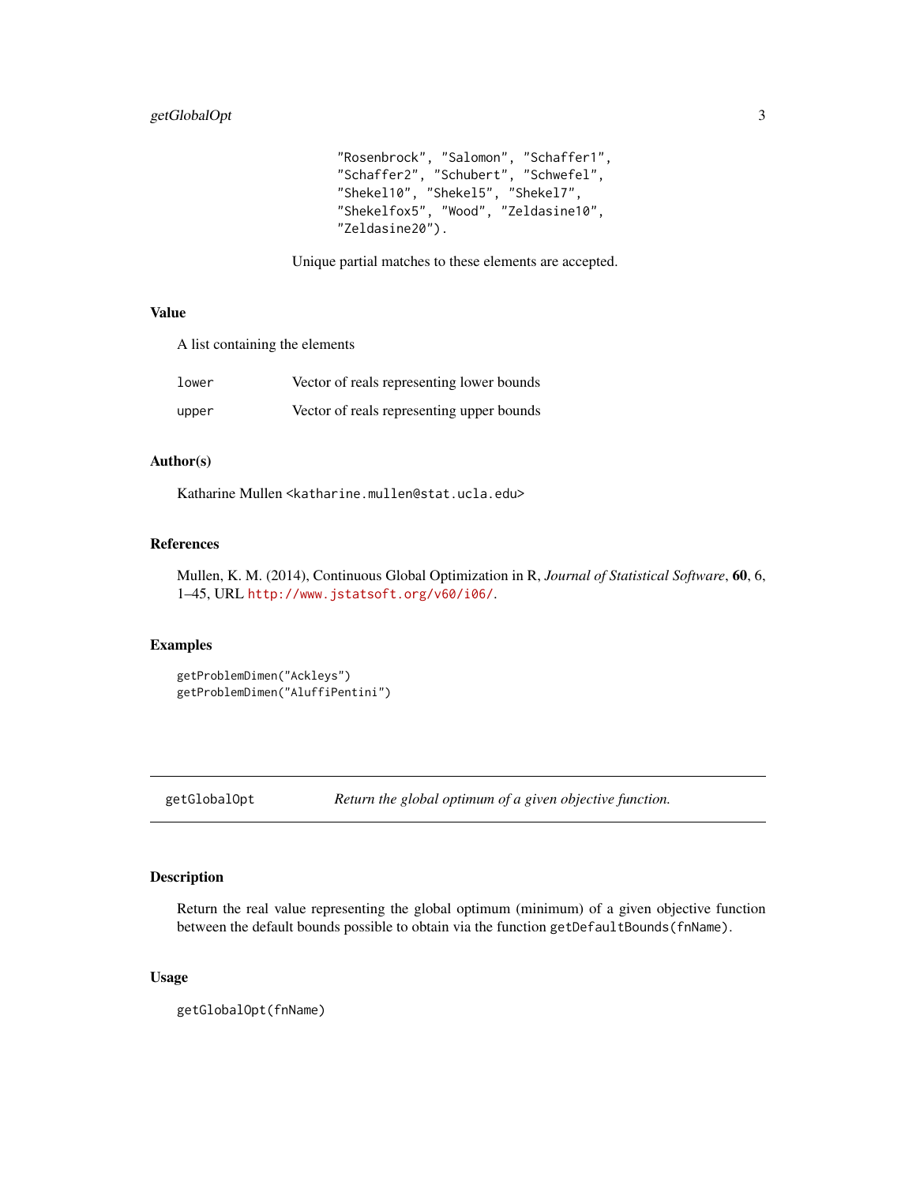"Rosenbrock", "Salomon", "Schaffer1",
"Schaffer2", "Schubert", "Schwefel",
"Shekel10", "Shekel5", "Shekel7",
"Shekelfox5", "Wood", "Zeldasine10",
"Zeldasine20").

Unique partial matches to these elements are accepted.

### Value

A list containing the elements

| | |
|---|---|
| lower | Vector of reals representing lower bounds |
| upper | Vector of reals representing upper bounds |

### Author(s)

Katharine Mullen <katharine.mullen@stat.ucla.edu>

### References

Mullen, K. M. (2014), Continuous Global Optimization in R, *Journal of Statistical Software*, **60**, 6, 1–45, URL http://www.jstatsoft.org/v60/i06/.

### Examples

```
getProblemDimen("Ackleys")
getProblemDimen("AluffiPentini")
```

---

## getGlobalOpt — *Return the global optimum of a given objective function.*

---

### Description

Return the real value representing the global optimum (minimum) of a given objective function between the default bounds possible to obtain via the function getDefaultBounds(fnName).

### Usage

```
getGlobalOpt(fnName)
```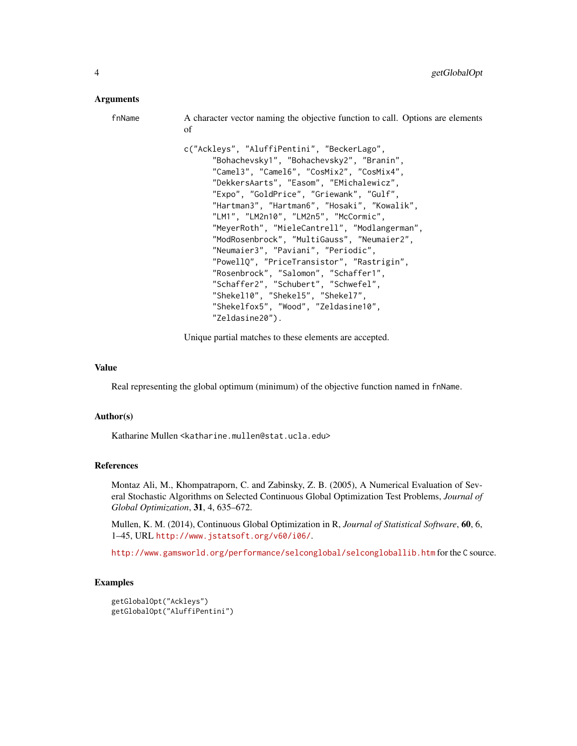### Arguments

fnName A character vector naming the objective function to call. Options are elements of

```
c("Ackleys", "AluffiPentini", "BeckerLago",
      "Bohachevsky1", "Bohachevsky2", "Branin",
      "Camel3", "Camel6", "CosMix2", "CosMix4",
      "DekkersAarts", "Easom", "EMichalewicz",
      "Expo", "GoldPrice", "Griewank", "Gulf",
      "Hartman3", "Hartman6", "Hosaki", "Kowalik",
      "LM1", "LM2n10", "LM2n5", "McCormic",
      "MeyerRoth", "MieleCantrell", "Modlangerman",
      "ModRosenbrock", "MultiGauss", "Neumaier2",
      "Neumaier3", "Paviani", "Periodic",
      "PowellQ", "PriceTransistor", "Rastrigin",
      "Rosenbrock", "Salomon", "Schaffer1",
      "Schaffer2", "Schubert", "Schwefel",
      "Shekel10", "Shekel5", "Shekel7",
      "Shekelfox5", "Wood", "Zeldasine10",
      "Zeldasine20").
```

Unique partial matches to these elements are accepted.

### Value

Real representing the global optimum (minimum) of the objective function named in fnName.

### Author(s)

Katharine Mullen <katharine.mullen@stat.ucla.edu>

### References

Montaz Ali, M., Khompatraporn, C. and Zabinsky, Z. B. (2005), A Numerical Evaluation of Several Stochastic Algorithms on Selected Continuous Global Optimization Test Problems, *Journal of Global Optimization*, **31**, 4, 635–672.

Mullen, K. M. (2014), Continuous Global Optimization in R, *Journal of Statistical Software*, **60**, 6, 1–45, URL http://www.jstatsoft.org/v60/i06/.

http://www.gamsworld.org/performance/selconglobal/selcongloballib.htm for the C source.

### Examples

```
getGlobalOpt("Ackleys")
getGlobalOpt("AluffiPentini")
```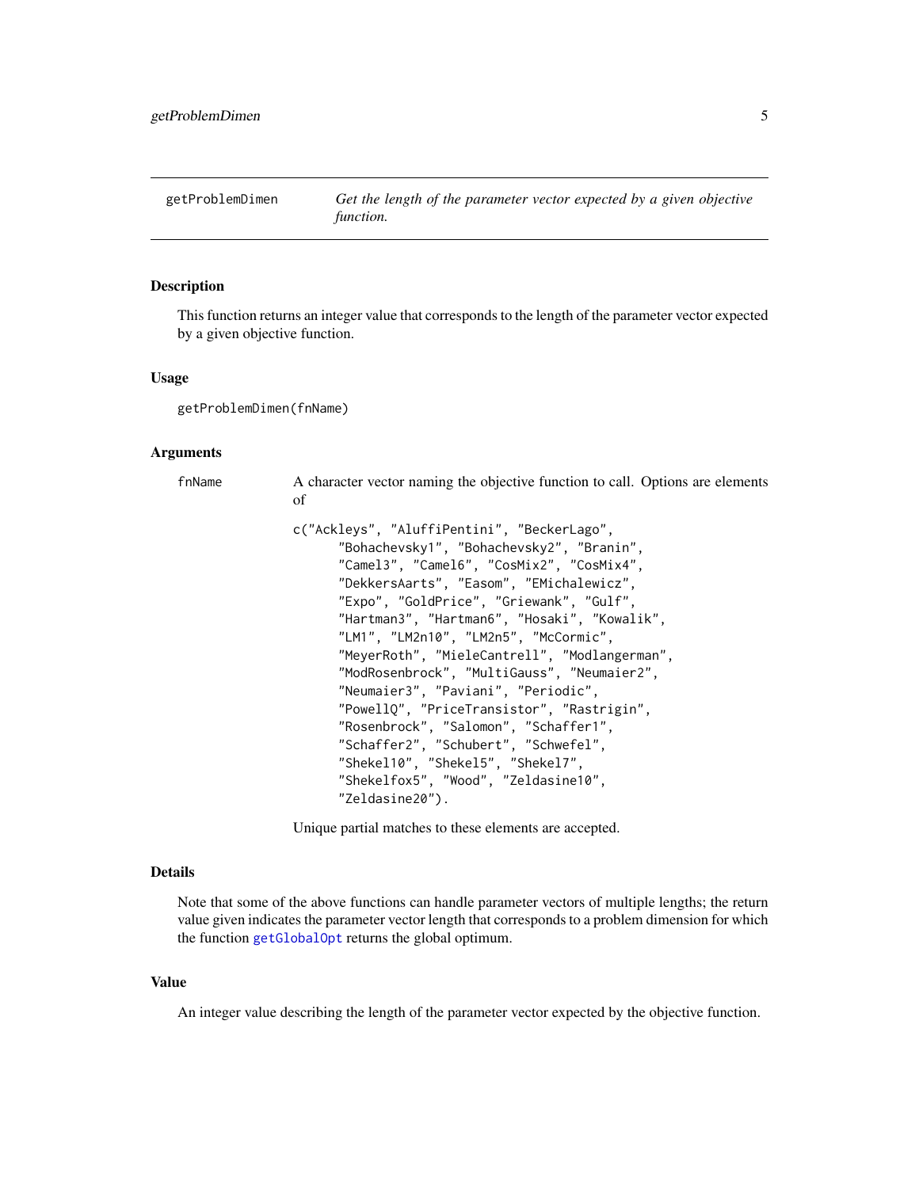# getProblemDimen

*Get the length of the parameter vector expected by a given objective function.*

## Description

This function returns an integer value that corresponds to the length of the parameter vector expected by a given objective function.

## Usage

```
getProblemDimen(fnName)
```

## Arguments

**fnName** A character vector naming the objective function to call. Options are elements of

```
c("Ackleys", "AluffiPentini", "BeckerLago",
      "Bohachevsky1", "Bohachevsky2", "Branin",
      "Camel3", "Camel6", "CosMix2", "CosMix4",
      "DekkersAarts", "Easom", "EMichalewicz",
      "Expo", "GoldPrice", "Griewank", "Gulf",
      "Hartman3", "Hartman6", "Hosaki", "Kowalik",
      "LM1", "LM2n10", "LM2n5", "McCormic",
      "MeyerRoth", "MieleCantrell", "Modlangerman",
      "ModRosenbrock", "MultiGauss", "Neumaier2",
      "Neumaier3", "Paviani", "Periodic",
      "PowellQ", "PriceTransistor", "Rastrigin",
      "Rosenbrock", "Salomon", "Schaffer1",
      "Schaffer2", "Schubert", "Schwefel",
      "Shekel10", "Shekel5", "Shekel7",
      "Shekelfox5", "Wood", "Zeldasine10",
      "Zeldasine20").
```

Unique partial matches to these elements are accepted.

## Details

Note that some of the above functions can handle parameter vectors of multiple lengths; the return value given indicates the parameter vector length that corresponds to a problem dimension for which the function getGlobalOpt returns the global optimum.

## Value

An integer value describing the length of the parameter vector expected by the objective function.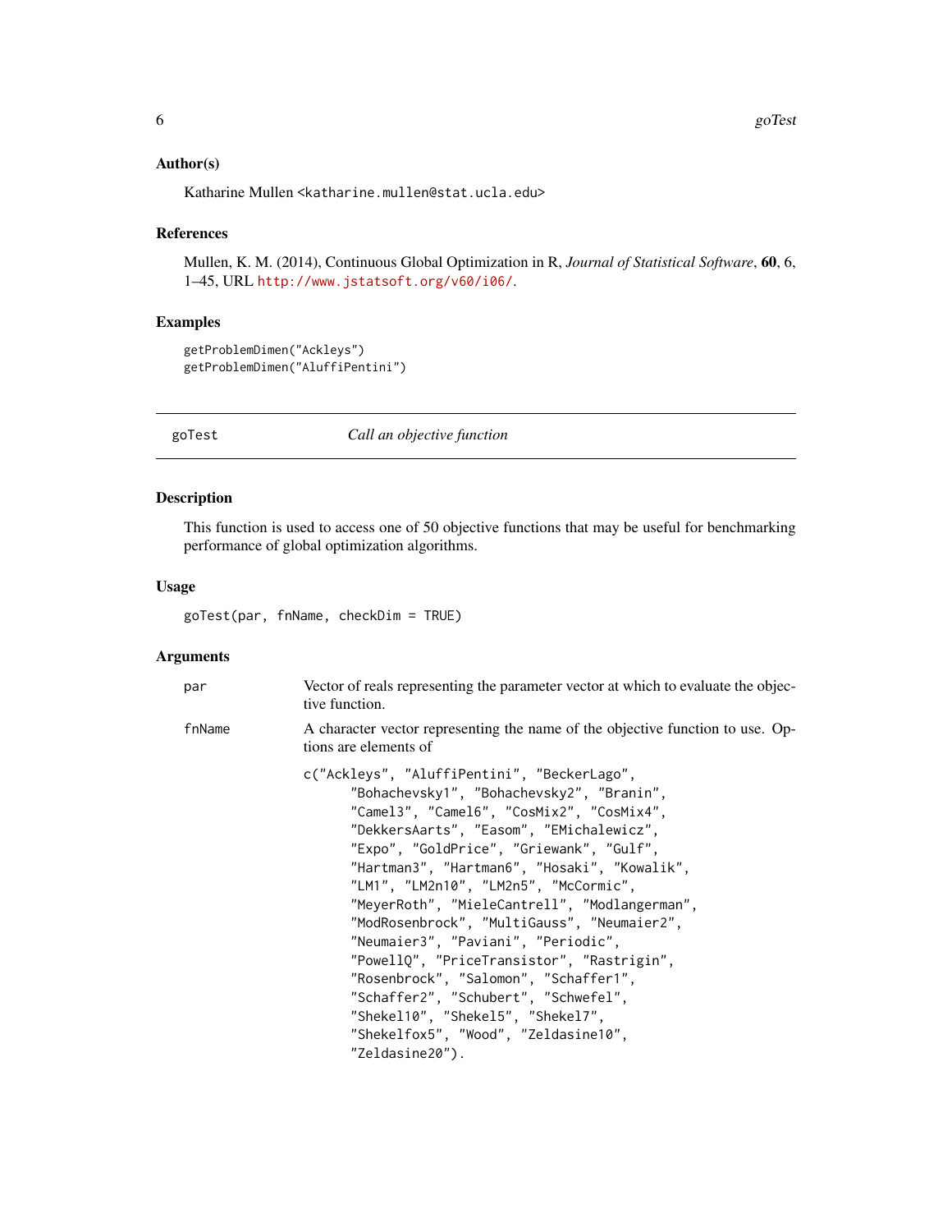### Author(s)

Katharine Mullen <katharine.mullen@stat.ucla.edu>

### References

Mullen, K. M. (2014), Continuous Global Optimization in R, *Journal of Statistical Software*, **60**, 6, 1–45, URL http://www.jstatsoft.org/v60/i06/.

### Examples

```
getProblemDimen("Ackleys")
getProblemDimen("AluffiPentini")
```

---

## goTest — *Call an objective function*

---

### Description

This function is used to access one of 50 objective functions that may be useful for benchmarking performance of global optimization algorithms.

### Usage

```
goTest(par, fnName, checkDim = TRUE)
```

### Arguments

`par` Vector of reals representing the parameter vector at which to evaluate the objective function.

`fnName` A character vector representing the name of the objective function to use. Options are elements of

```
c("Ackleys", "AluffiPentini", "BeckerLago",
      "Bohachevsky1", "Bohachevsky2", "Branin",
      "Camel3", "Camel6", "CosMix2", "CosMix4",
      "DekkersAarts", "Easom", "EMichalewicz",
      "Expo", "GoldPrice", "Griewank", "Gulf",
      "Hartman3", "Hartman6", "Hosaki", "Kowalik",
      "LM1", "LM2n10", "LM2n5", "McCormic",
      "MeyerRoth", "MieleCantrell", "Modlangerman",
      "ModRosenbrock", "MultiGauss", "Neumaier2",
      "Neumaier3", "Paviani", "Periodic",
      "PowellQ", "PriceTransistor", "Rastrigin",
      "Rosenbrock", "Salomon", "Schaffer1",
      "Schaffer2", "Schubert", "Schwefel",
      "Shekel10", "Shekel5", "Shekel7",
      "Shekelfox5", "Wood", "Zeldasine10",
      "Zeldasine20").
```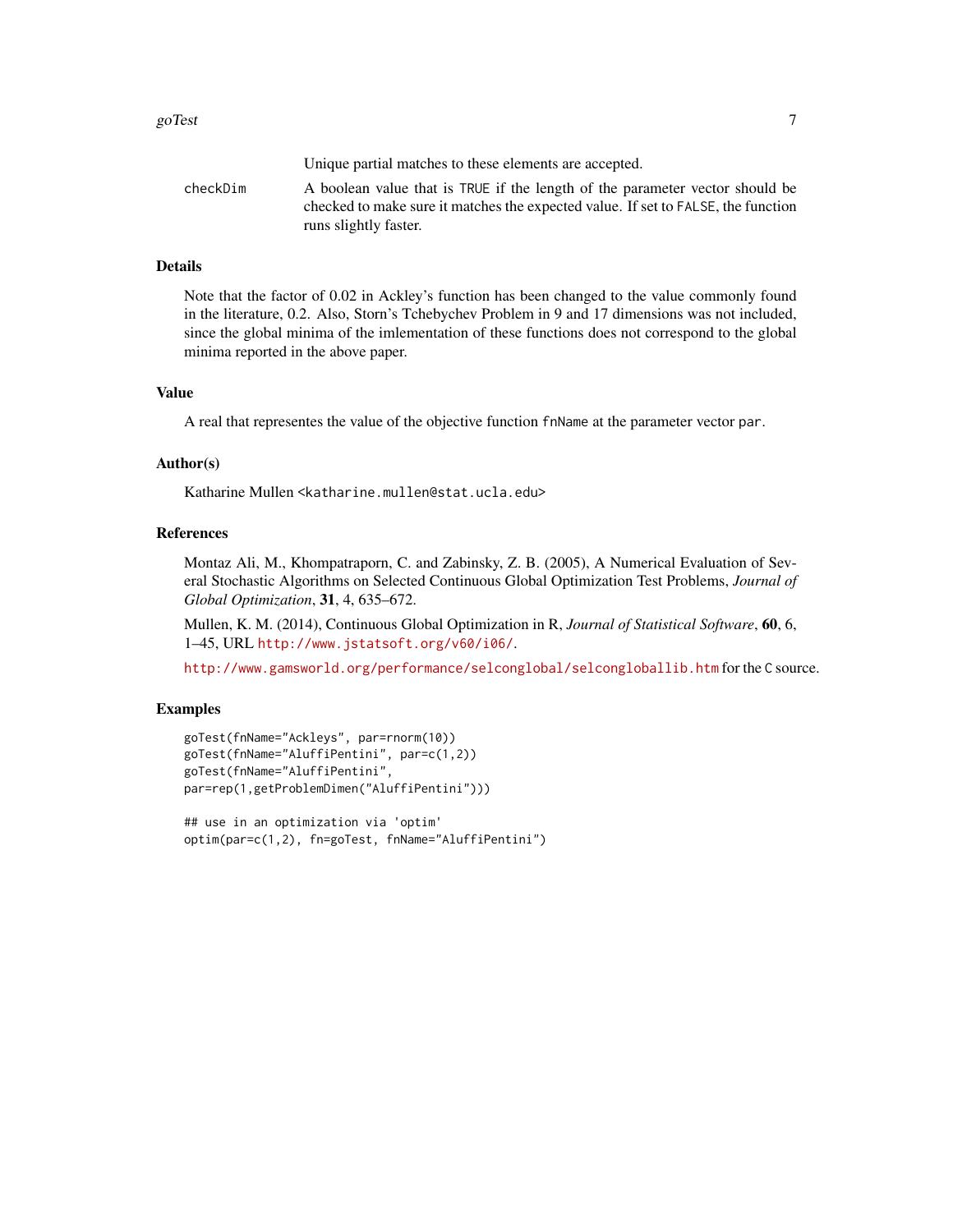Unique partial matches to these elements are accepted.

checkDim    A boolean value that is TRUE if the length of the parameter vector should be checked to make sure it matches the expected value. If set to FALSE, the function runs slightly faster.

## Details

Note that the factor of 0.02 in Ackley's function has been changed to the value commonly found in the literature, 0.2. Also, Storn's Tchebychev Problem in 9 and 17 dimensions was not included, since the global minima of the imlementation of these functions does not correspond to the global minima reported in the above paper.

## Value

A real that representes the value of the objective function `fnName` at the parameter vector `par`.

## Author(s)

Katharine Mullen <katharine.mullen@stat.ucla.edu>

## References

Montaz Ali, M., Khompatraporn, C. and Zabinsky, Z. B. (2005), A Numerical Evaluation of Several Stochastic Algorithms on Selected Continuous Global Optimization Test Problems, *Journal of Global Optimization*, **31**, 4, 635–672.

Mullen, K. M. (2014), Continuous Global Optimization in R, *Journal of Statistical Software*, **60**, 6, 1–45, URL http://www.jstatsoft.org/v60/i06/.

http://www.gamsworld.org/performance/selconglobal/selcongloballib.htm for the C source.

## Examples

```
goTest(fnName="Ackleys", par=rnorm(10))
goTest(fnName="AluffiPentini", par=c(1,2))
goTest(fnName="AluffiPentini",
par=rep(1,getProblemDimen("AluffiPentini")))

## use in an optimization via 'optim'
optim(par=c(1,2), fn=goTest, fnName="AluffiPentini")
```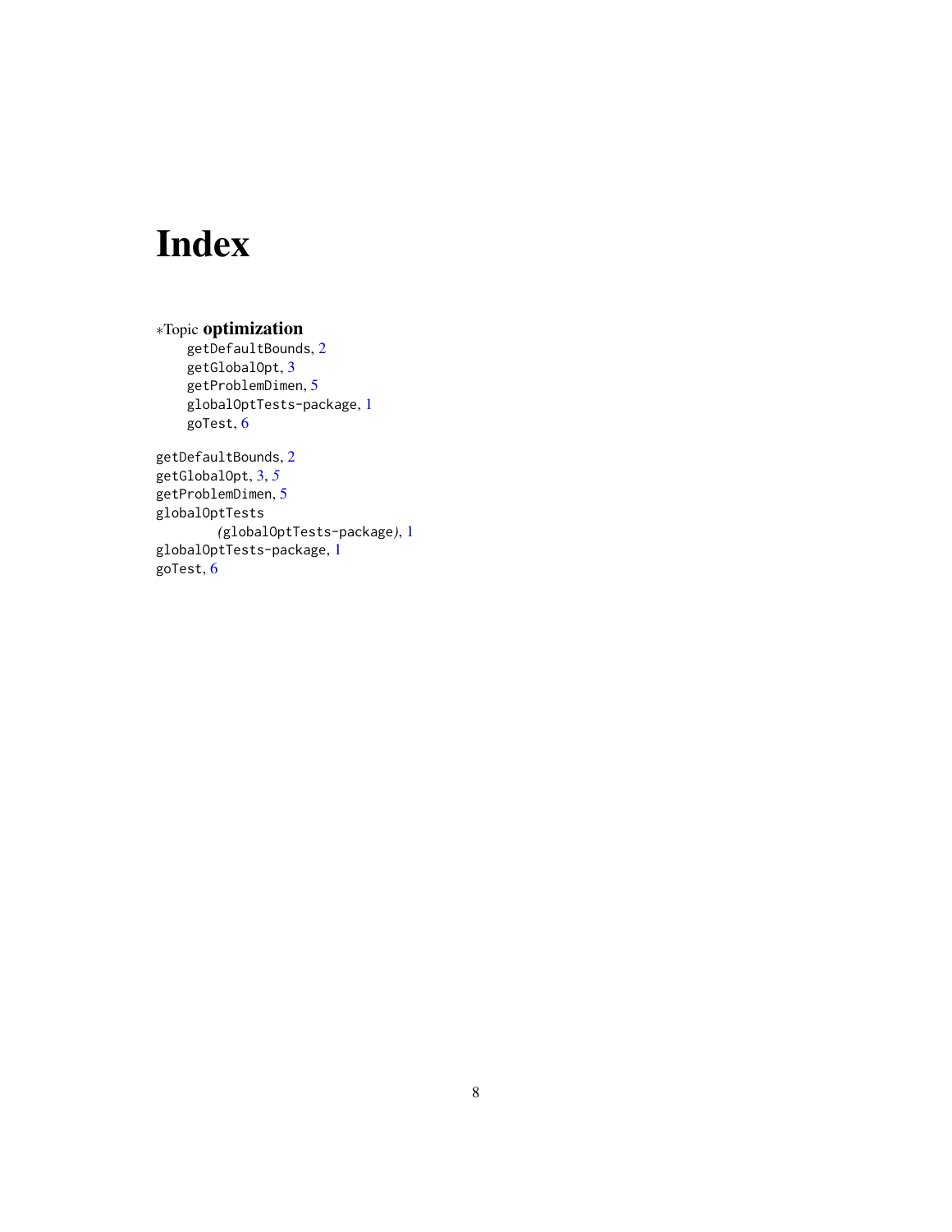# Index

*Topic **optimization**

- getDefaultBounds, 2
- getGlobalOpt, 3
- getProblemDimen, 5
- globalOptTests-package, 1
- goTest, 6

getDefaultBounds, 2
getGlobalOpt, 3, *5*
getProblemDimen, 5
globalOptTests
    (globalOptTests-package), 1
globalOptTests-package, 1
goTest, 6